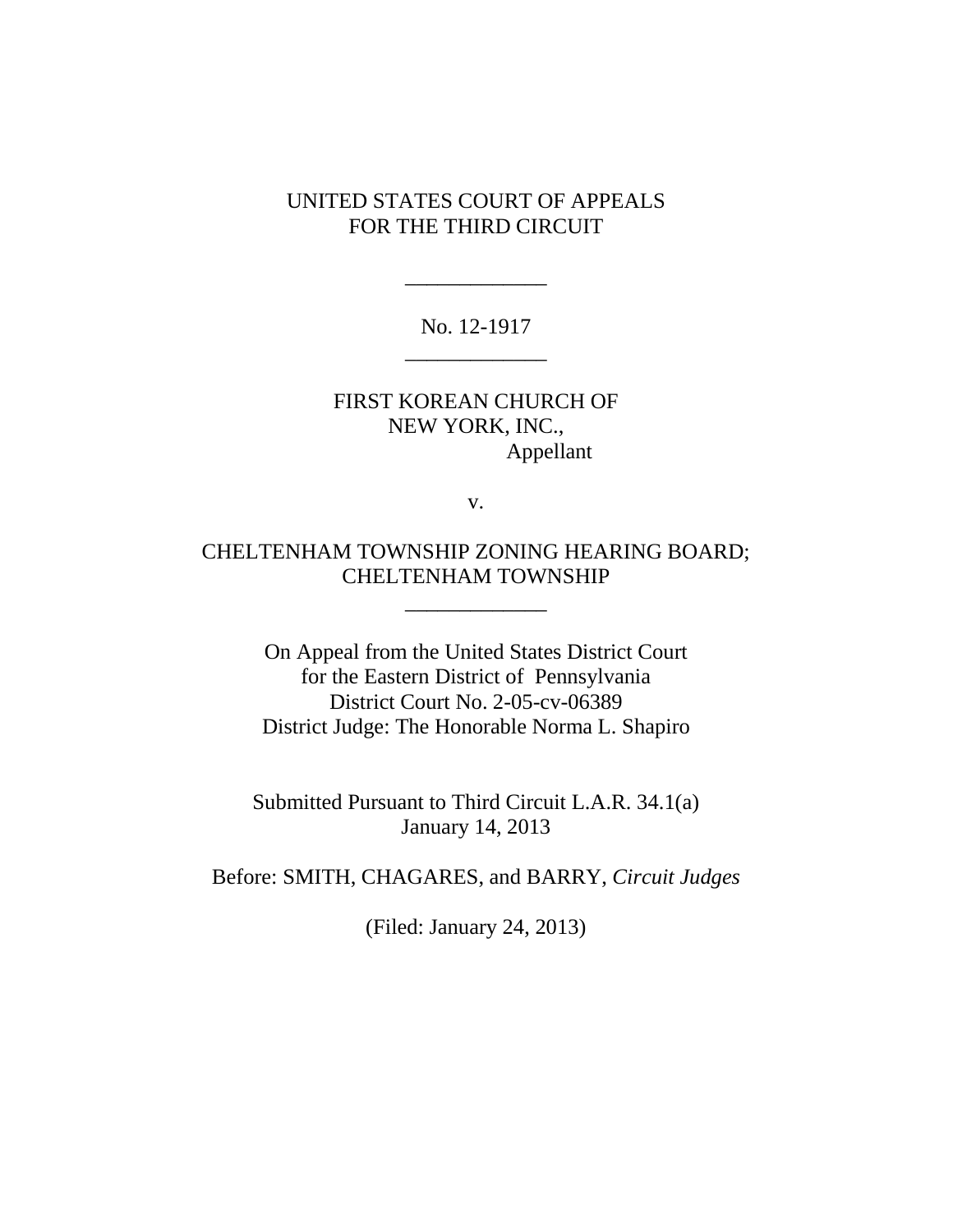UNITED STATES COURT OF APPEALS
FOR THE THIRD CIRCUIT

\_\_\_\_\_\_\_\_\_\_\_\_\_

No. 12-1917

\_\_\_\_\_\_\_\_\_\_\_\_\_

FIRST KOREAN CHURCH OF
NEW YORK, INC.,
Appellant

v.

CHELTENHAM TOWNSHIP ZONING HEARING BOARD;
CHELTENHAM TOWNSHIP

\_\_\_\_\_\_\_\_\_\_\_\_\_

On Appeal from the United States District Court
for the Eastern District of Pennsylvania
District Court No. 2-05-cv-06389
District Judge: The Honorable Norma L. Shapiro

Submitted Pursuant to Third Circuit L.A.R. 34.1(a)
January 14, 2013

Before: SMITH, CHAGARES, and BARRY, *Circuit Judges*

(Filed: January 24, 2013)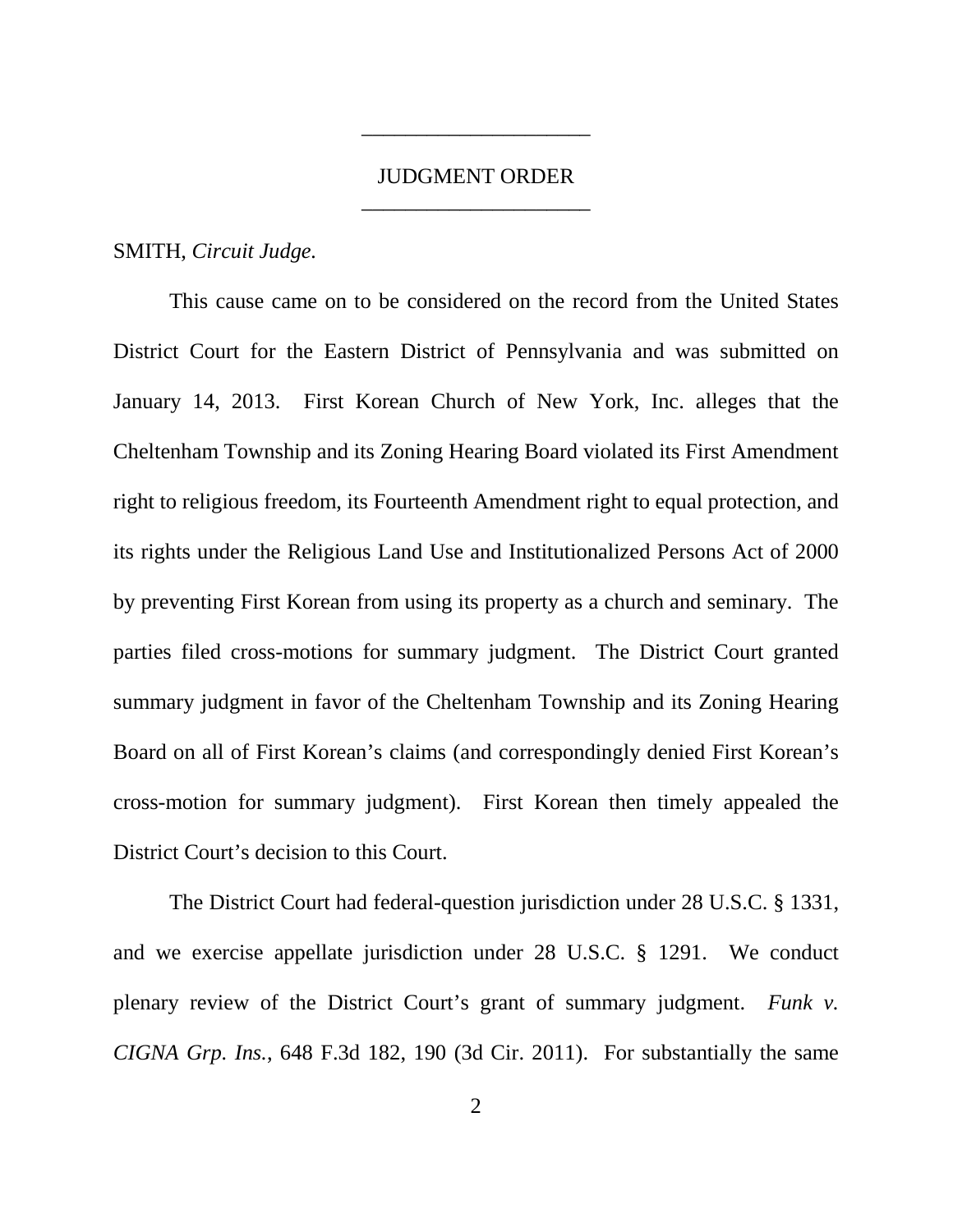## JUDGMENT ORDER

SMITH, *Circuit Judge.*

This cause came on to be considered on the record from the United States District Court for the Eastern District of Pennsylvania and was submitted on January 14, 2013. First Korean Church of New York, Inc. alleges that the Cheltenham Township and its Zoning Hearing Board violated its First Amendment right to religious freedom, its Fourteenth Amendment right to equal protection, and its rights under the Religious Land Use and Institutionalized Persons Act of 2000 by preventing First Korean from using its property as a church and seminary. The parties filed cross-motions for summary judgment. The District Court granted summary judgment in favor of the Cheltenham Township and its Zoning Hearing Board on all of First Korean's claims (and correspondingly denied First Korean's cross-motion for summary judgment). First Korean then timely appealed the District Court's decision to this Court.

The District Court had federal-question jurisdiction under 28 U.S.C. § 1331, and we exercise appellate jurisdiction under 28 U.S.C. § 1291. We conduct plenary review of the District Court's grant of summary judgment. *Funk v. CIGNA Grp. Ins.*, 648 F.3d 182, 190 (3d Cir. 2011). For substantially the same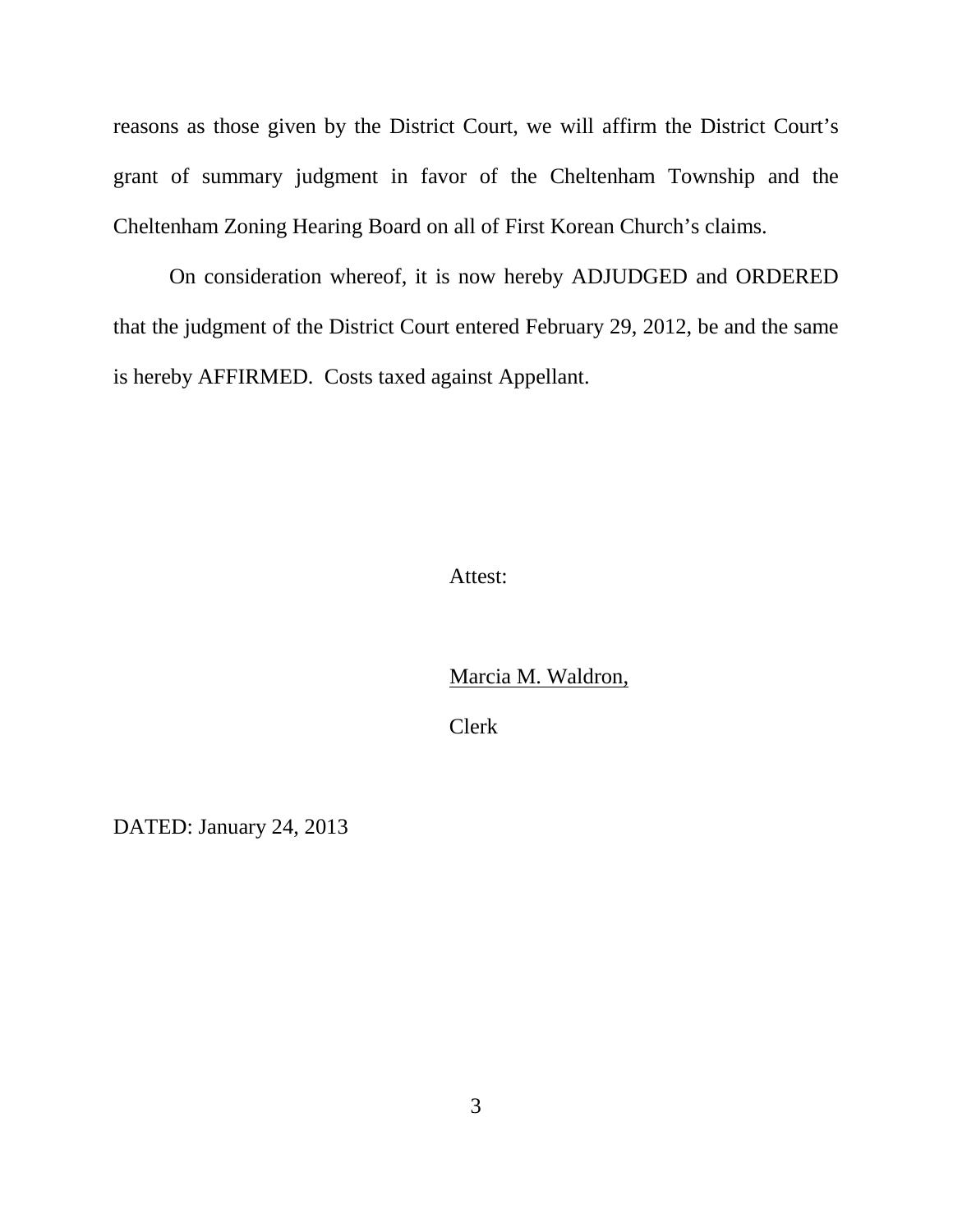reasons as those given by the District Court, we will affirm the District Court's grant of summary judgment in favor of the Cheltenham Township and the Cheltenham Zoning Hearing Board on all of First Korean Church's claims.

On consideration whereof, it is now hereby ADJUDGED and ORDERED that the judgment of the District Court entered February 29, 2012, be and the same is hereby AFFIRMED. Costs taxed against Appellant.

Attest:

Marcia M. Waldron,

Clerk

DATED: January 24, 2013